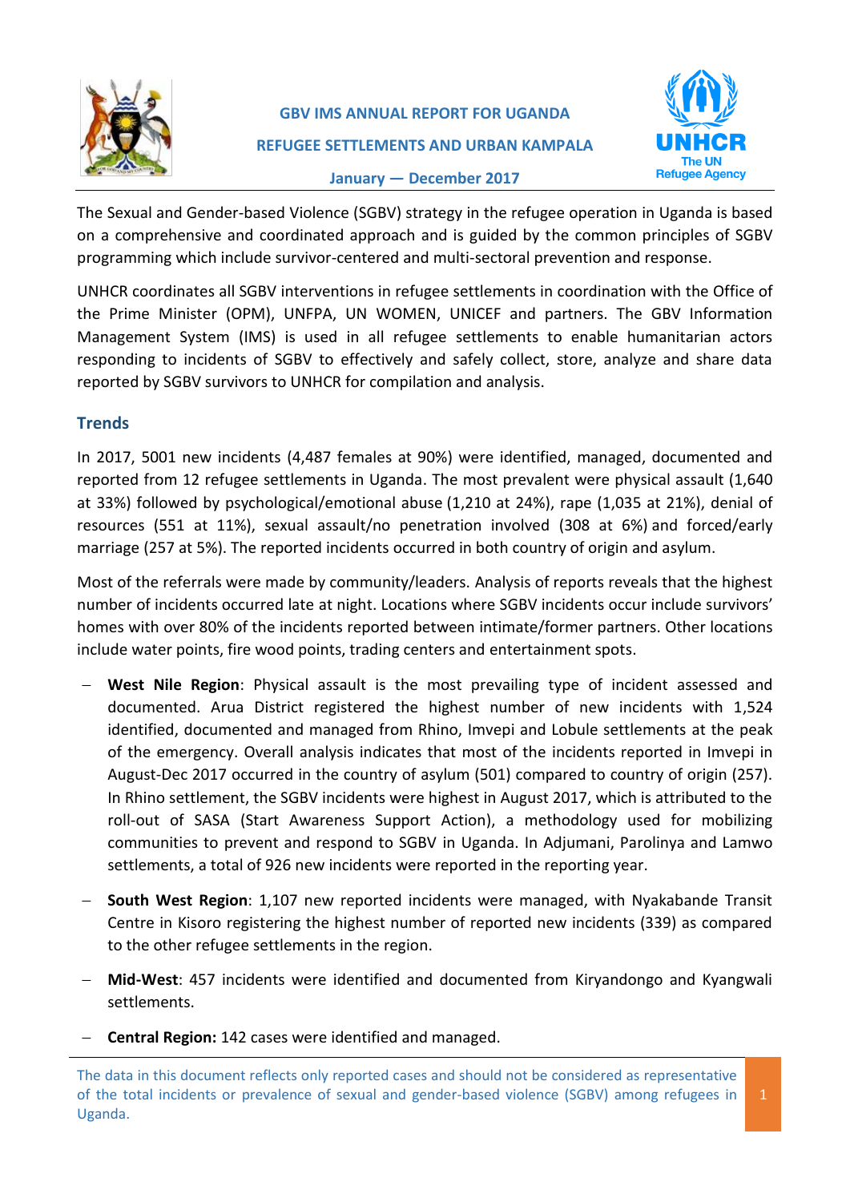# GBV IMS ANNUAL REPORT FOR UGANDA

## REFUGEE SETTLEMENTS AND URBAN KAMPALA

**January — December 2017**

The Sexual and Gender-based Violence (SGBV) strategy in the refugee operation in Uganda is based on a comprehensive and coordinated approach and is guided by the common principles of SGBV programming which include survivor-centered and multi-sectoral prevention and response.

UNHCR coordinates all SGBV interventions in refugee settlements in coordination with the Office of the Prime Minister (OPM), UNFPA, UN WOMEN, UNICEF and partners. The GBV Information Management System (IMS) is used in all refugee settlements to enable humanitarian actors responding to incidents of SGBV to effectively and safely collect, store, analyze and share data reported by SGBV survivors to UNHCR for compilation and analysis.

### Trends

In 2017, 5001 new incidents (4,487 females at 90%) were identified, managed, documented and reported from 12 refugee settlements in Uganda. The most prevalent were physical assault (1,640 at 33%) followed by psychological/emotional abuse (1,210 at 24%), rape (1,035 at 21%), denial of resources (551 at 11%), sexual assault/no penetration involved (308 at 6%) and forced/early marriage (257 at 5%). The reported incidents occurred in both country of origin and asylum.

Most of the referrals were made by community/leaders. Analysis of reports reveals that the highest number of incidents occurred late at night. Locations where SGBV incidents occur include survivors' homes with over 80% of the incidents reported between intimate/former partners. Other locations include water points, fire wood points, trading centers and entertainment spots.

- **West Nile Region**: Physical assault is the most prevailing type of incident assessed and documented. Arua District registered the highest number of new incidents with 1,524 identified, documented and managed from Rhino, Imvepi and Lobule settlements at the peak of the emergency. Overall analysis indicates that most of the incidents reported in Imvepi in August-Dec 2017 occurred in the country of asylum (501) compared to country of origin (257). In Rhino settlement, the SGBV incidents were highest in August 2017, which is attributed to the roll-out of SASA (Start Awareness Support Action), a methodology used for mobilizing communities to prevent and respond to SGBV in Uganda. In Adjumani, Parolinya and Lamwo settlements, a total of 926 new incidents were reported in the reporting year.
- **South West Region**: 1,107 new reported incidents were managed, with Nyakabande Transit Centre in Kisoro registering the highest number of reported new incidents (339) as compared to the other refugee settlements in the region.
- **Mid-West**: 457 incidents were identified and documented from Kiryandongo and Kyangwali settlements.
- **Central Region:** 142 cases were identified and managed.

The data in this document reflects only reported cases and should not be considered as representative of the total incidents or prevalence of sexual and gender-based violence (SGBV) among refugees in Uganda.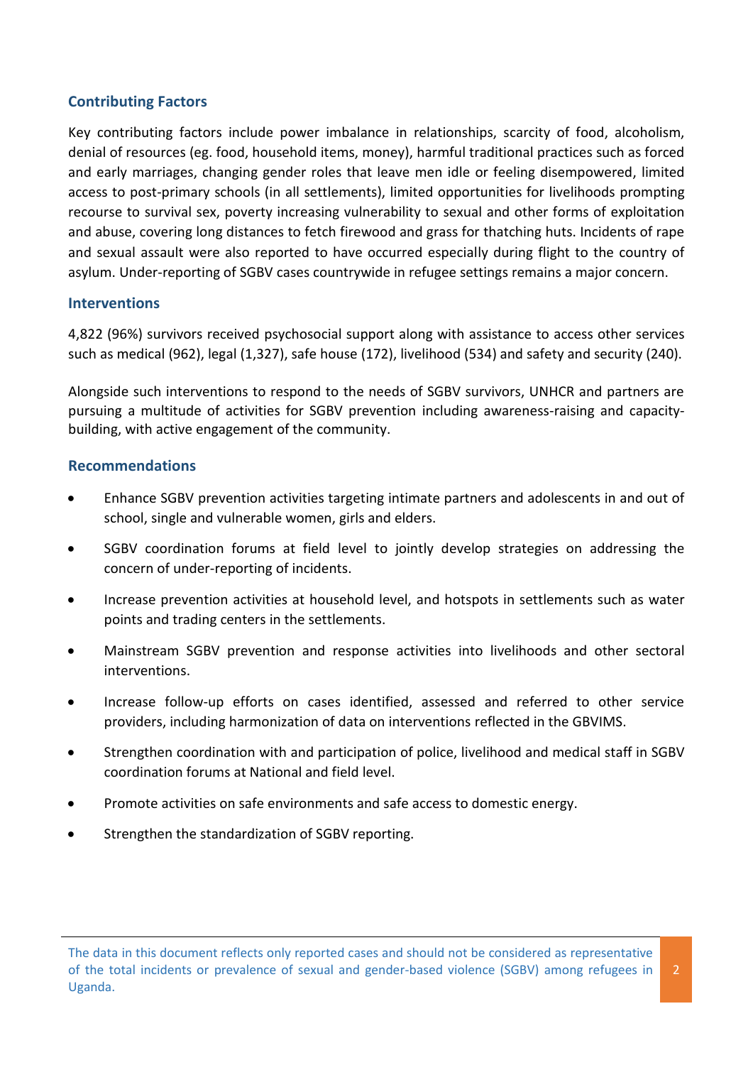## Contributing Factors

Key contributing factors include power imbalance in relationships, scarcity of food, alcoholism, denial of resources (eg. food, household items, money), harmful traditional practices such as forced and early marriages, changing gender roles that leave men idle or feeling disempowered, limited access to post-primary schools (in all settlements), limited opportunities for livelihoods prompting recourse to survival sex, poverty increasing vulnerability to sexual and other forms of exploitation and abuse, covering long distances to fetch firewood and grass for thatching huts. Incidents of rape and sexual assault were also reported to have occurred especially during flight to the country of asylum. Under-reporting of SGBV cases countrywide in refugee settings remains a major concern.

## Interventions

4,822 (96%) survivors received psychosocial support along with assistance to access other services such as medical (962), legal (1,327), safe house (172), livelihood (534) and safety and security (240).

Alongside such interventions to respond to the needs of SGBV survivors, UNHCR and partners are pursuing a multitude of activities for SGBV prevention including awareness-raising and capacity-building, with active engagement of the community.

## Recommendations

- Enhance SGBV prevention activities targeting intimate partners and adolescents in and out of school, single and vulnerable women, girls and elders.
- SGBV coordination forums at field level to jointly develop strategies on addressing the concern of under-reporting of incidents.
- Increase prevention activities at household level, and hotspots in settlements such as water points and trading centers in the settlements.
- Mainstream SGBV prevention and response activities into livelihoods and other sectoral interventions.
- Increase follow-up efforts on cases identified, assessed and referred to other service providers, including harmonization of data on interventions reflected in the GBVIMS.
- Strengthen coordination with and participation of police, livelihood and medical staff in SGBV coordination forums at National and field level.
- Promote activities on safe environments and safe access to domestic energy.
- Strengthen the standardization of SGBV reporting.

The data in this document reflects only reported cases and should not be considered as representative of the total incidents or prevalence of sexual and gender-based violence (SGBV) among refugees in Uganda.